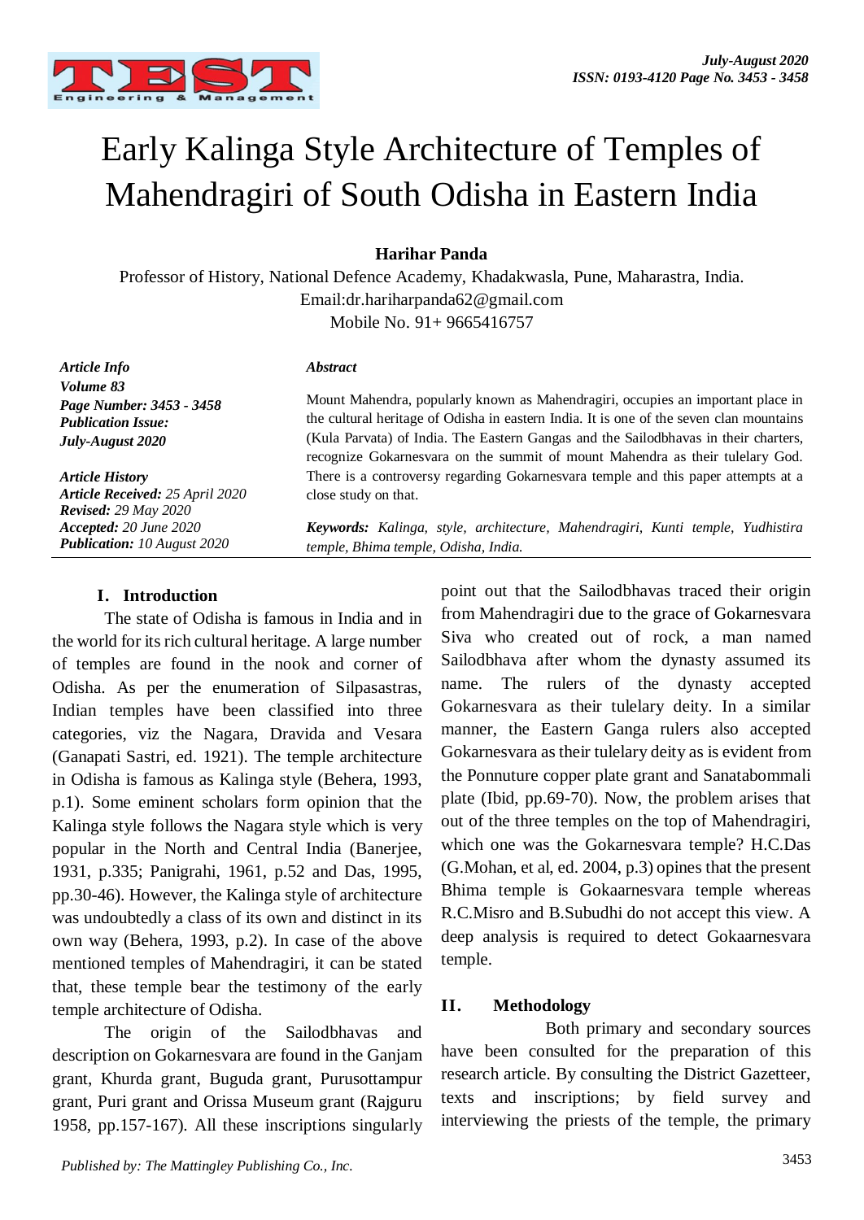# Early Kalinga Style Architecture of Temples of Mahendragiri of South Odisha in Eastern India

**Harihar Panda**

Professor of History, National Defence Academy, Khadakwasla, Pune, Maharastra, India.
Email:dr.hariharpanda62@gmail.com
Mobile No. 91+ 9665416757

***Article Info***
***Volume 83***
***Page Number: 3453 - 3458***
***Publication Issue:***
***July-August 2020***

***Article History***
***Article Received:*** *25 April 2020*
***Revised:*** *29 May 2020*
***Accepted:*** *20 June 2020*
***Publication:*** *10 August 2020*

***Abstract***

Mount Mahendra, popularly known as Mahendragiri, occupies an important place in the cultural heritage of Odisha in eastern India. It is one of the seven clan mountains (Kula Parvata) of India. The Eastern Gangas and the Sailodbhavas in their charters, recognize Gokarnesvara on the summit of mount Mahendra as their tulelary God. There is a controversy regarding Gokarnesvara temple and this paper attempts at a close study on that.

***Keywords:*** *Kalinga, style, architecture, Mahendragiri, Kunti temple, Yudhistira temple, Bhima temple, Odisha, India.*

## I. Introduction

The state of Odisha is famous in India and in the world for its rich cultural heritage. A large number of temples are found in the nook and corner of Odisha. As per the enumeration of Silpasastras, Indian temples have been classified into three categories, viz the Nagara, Dravida and Vesara (Ganapati Sastri, ed. 1921). The temple architecture in Odisha is famous as Kalinga style (Behera, 1993, p.1). Some eminent scholars form opinion that the Kalinga style follows the Nagara style which is very popular in the North and Central India (Banerjee, 1931, p.335; Panigrahi, 1961, p.52 and Das, 1995, pp.30-46). However, the Kalinga style of architecture was undoubtedly a class of its own and distinct in its own way (Behera, 1993, p.2). In case of the above mentioned temples of Mahendragiri, it can be stated that, these temple bear the testimony of the early temple architecture of Odisha.

The origin of the Sailodbhavas and description on Gokarnesvara are found in the Ganjam grant, Khurda grant, Buguda grant, Purusottampur grant, Puri grant and Orissa Museum grant (Rajguru 1958, pp.157-167). All these inscriptions singularly point out that the Sailodbhavas traced their origin from Mahendragiri due to the grace of Gokarnesvara Siva who created out of rock, a man named Sailodbhava after whom the dynasty assumed its name. The rulers of the dynasty accepted Gokarnesvara as their tulelary deity. In a similar manner, the Eastern Ganga rulers also accepted Gokarnesvara as their tulelary deity as is evident from the Ponnuture copper plate grant and Sanatabommali plate (Ibid, pp.69-70). Now, the problem arises that out of the three temples on the top of Mahendragiri, which one was the Gokarnesvara temple? H.C.Das (G.Mohan, et al, ed. 2004, p.3) opines that the present Bhima temple is Gokaarnesvara temple whereas R.C.Misro and B.Subudhi do not accept this view. A deep analysis is required to detect Gokaarnesvara temple.

## II. Methodology

Both primary and secondary sources have been consulted for the preparation of this research article. By consulting the District Gazetteer, texts and inscriptions; by field survey and interviewing the priests of the temple, the primary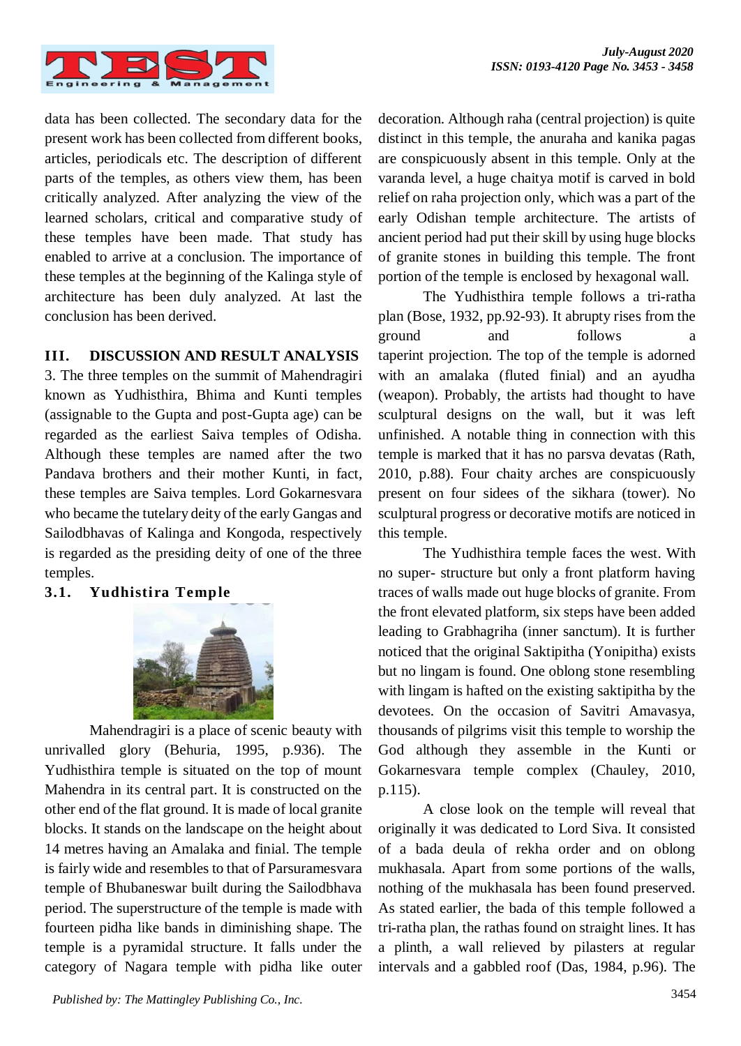data has been collected. The secondary data for the present work has been collected from different books, articles, periodicals etc. The description of different parts of the temples, as others view them, has been critically analyzed. After analyzing the view of the learned scholars, critical and comparative study of these temples have been made. That study has enabled to arrive at a conclusion. The importance of these temples at the beginning of the Kalinga style of architecture has been duly analyzed. At last the conclusion has been derived.

## III. DISCUSSION AND RESULT ANALYSIS

3. The three temples on the summit of Mahendragiri known as Yudhisthira, Bhima and Kunti temples (assignable to the Gupta and post-Gupta age) can be regarded as the earliest Saiva temples of Odisha. Although these temples are named after the two Pandava brothers and their mother Kunti, in fact, these temples are Saiva temples. Lord Gokarnesvara who became the tutelary deity of the early Gangas and Sailodbhavas of Kalinga and Kongoda, respectively is regarded as the presiding deity of one of the three temples.

### 3.1. Yudhistira Temple

Mahendragiri is a place of scenic beauty with unrivalled glory (Behuria, 1995, p.936). The Yudhisthira temple is situated on the top of mount Mahendra in its central part. It is constructed on the other end of the flat ground. It is made of local granite blocks. It stands on the landscape on the height about 14 metres having an Amalaka and finial. The temple is fairly wide and resembles to that of Parsuramesvara temple of Bhubaneswar built during the Sailodbhava period. The superstructure of the temple is made with fourteen pidha like bands in diminishing shape. The temple is a pyramidal structure. It falls under the category of Nagara temple with pidha like outer decoration. Although raha (central projection) is quite distinct in this temple, the anuraha and kanika pagas are conspicuously absent in this temple. Only at the varanda level, a huge chaitya motif is carved in bold relief on raha projection only, which was a part of the early Odishan temple architecture. The artists of ancient period had put their skill by using huge blocks of granite stones in building this temple. The front portion of the temple is enclosed by hexagonal wall.

The Yudhisthira temple follows a tri-ratha plan (Bose, 1932, pp.92-93). It abrupty rises from the ground and follows a taperint projection. The top of the temple is adorned with an amalaka (fluted finial) and an ayudha (weapon). Probably, the artists had thought to have sculptural designs on the wall, but it was left unfinished. A notable thing in connection with this temple is marked that it has no parsva devatas (Rath, 2010, p.88). Four chaity arches are conspicuously present on four sidees of the sikhara (tower). No sculptural progress or decorative motifs are noticed in this temple.

The Yudhisthira temple faces the west. With no super- structure but only a front platform having traces of walls made out huge blocks of granite. From the front elevated platform, six steps have been added leading to Grabhagriha (inner sanctum). It is further noticed that the original Saktipitha (Yonipitha) exists but no lingam is found. One oblong stone resembling with lingam is hafted on the existing saktipitha by the devotees. On the occasion of Savitri Amavasya, thousands of pilgrims visit this temple to worship the God although they assemble in the Kunti or Gokarnesvara temple complex (Chauley, 2010, p.115).

A close look on the temple will reveal that originally it was dedicated to Lord Siva. It consisted of a bada deula of rekha order and on oblong mukhasala. Apart from some portions of the walls, nothing of the mukhasala has been found preserved. As stated earlier, the bada of this temple followed a tri-ratha plan, the rathas found on straight lines. It has a plinth, a wall relieved by pilasters at regular intervals and a gabbled roof (Das, 1984, p.96). The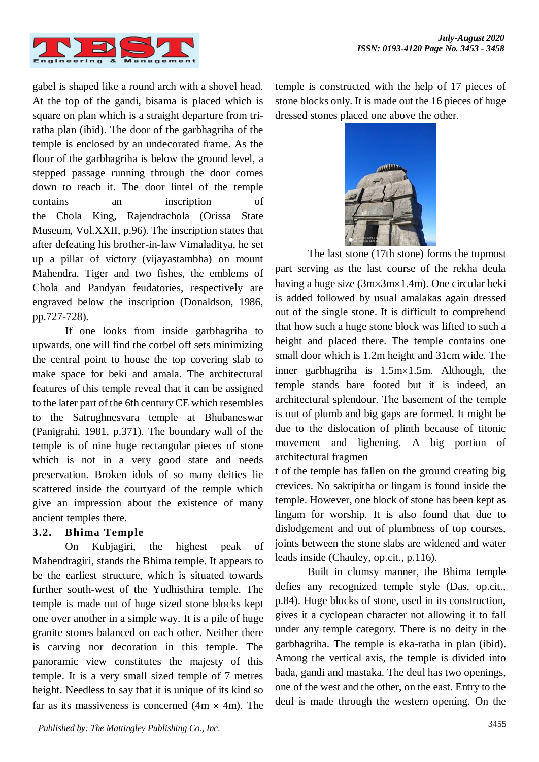gabel is shaped like a round arch with a shovel head. At the top of the gandi, bisama is placed which is square on plan which is a straight departure from tri-ratha plan (ibid). The door of the garbhagriha of the temple is enclosed by an undecorated frame. As the floor of the garbhagriha is below the ground level, a stepped passage running through the door comes down to reach it. The door lintel of the temple contains an inscription of the Chola King, Rajendrachola (Orissa State Museum, Vol.XXII, p.96). The inscription states that after defeating his brother-in-law Vimaladitya, he set up a pillar of victory (vijayastambha) on mount Mahendra. Tiger and two fishes, the emblems of Chola and Pandyan feudatories, respectively are engraved below the inscription (Donaldson, 1986, pp.727-728).

If one looks from inside garbhagriha to upwards, one will find the corbel off sets minimizing the central point to house the top covering slab to make space for beki and amala. The architectural features of this temple reveal that it can be assigned to the later part of the 6th century CE which resembles to the Satrughnesvara temple at Bhubaneswar (Panigrahi, 1981, p.371). The boundary wall of the temple is of nine huge rectangular pieces of stone which is not in a very good state and needs preservation. Broken idols of so many deities lie scattered inside the courtyard of the temple which give an impression about the existence of many ancient temples there.

### 3.2. Bhima Temple

On Kubjagiri, the highest peak of Mahendragiri, stands the Bhima temple. It appears to be the earliest structure, which is situated towards further south-west of the Yudhisthira temple. The temple is made out of huge sized stone blocks kept one over another in a simple way. It is a pile of huge granite stones balanced on each other. Neither there is carving nor decoration in this temple. The panoramic view constitutes the majesty of this temple. It is a very small sized temple of 7 metres height. Needless to say that it is unique of its kind so far as its massiveness is concerned (4m × 4m). The temple is constructed with the help of 17 pieces of stone blocks only. It is made out the 16 pieces of huge dressed stones placed one above the other.

The last stone (17th stone) forms the topmost part serving as the last course of the rekha deula having a huge size (3m×3m×1.4m). One circular beki is added followed by usual amalakas again dressed out of the single stone. It is difficult to comprehend that how such a huge stone block was lifted to such a height and placed there. The temple contains one small door which is 1.2m height and 31cm wide. The inner garbhagriha is 1.5m×1.5m. Although, the temple stands bare footed but it is indeed, an architectural splendour. The basement of the temple is out of plumb and big gaps are formed. It might be due to the dislocation of plinth because of titonic movement and lighening. A big portion of architectural fragmen

t of the temple has fallen on the ground creating big crevices. No saktipitha or lingam is found inside the temple. However, one block of stone has been kept as lingam for worship. It is also found that due to dislodgement and out of plumbness of top courses, joints between the stone slabs are widened and water leads inside (Chauley, op.cit., p.116).

Built in clumsy manner, the Bhima temple defies any recognized temple style (Das, op.cit., p.84). Huge blocks of stone, used in its construction, gives it a cyclopean character not allowing it to fall under any temple category. There is no deity in the garbhagriha. The temple is eka-ratha in plan (ibid). Among the vertical axis, the temple is divided into bada, gandi and mastaka. The deul has two openings, one of the west and the other, on the east. Entry to the deul is made through the western opening. On the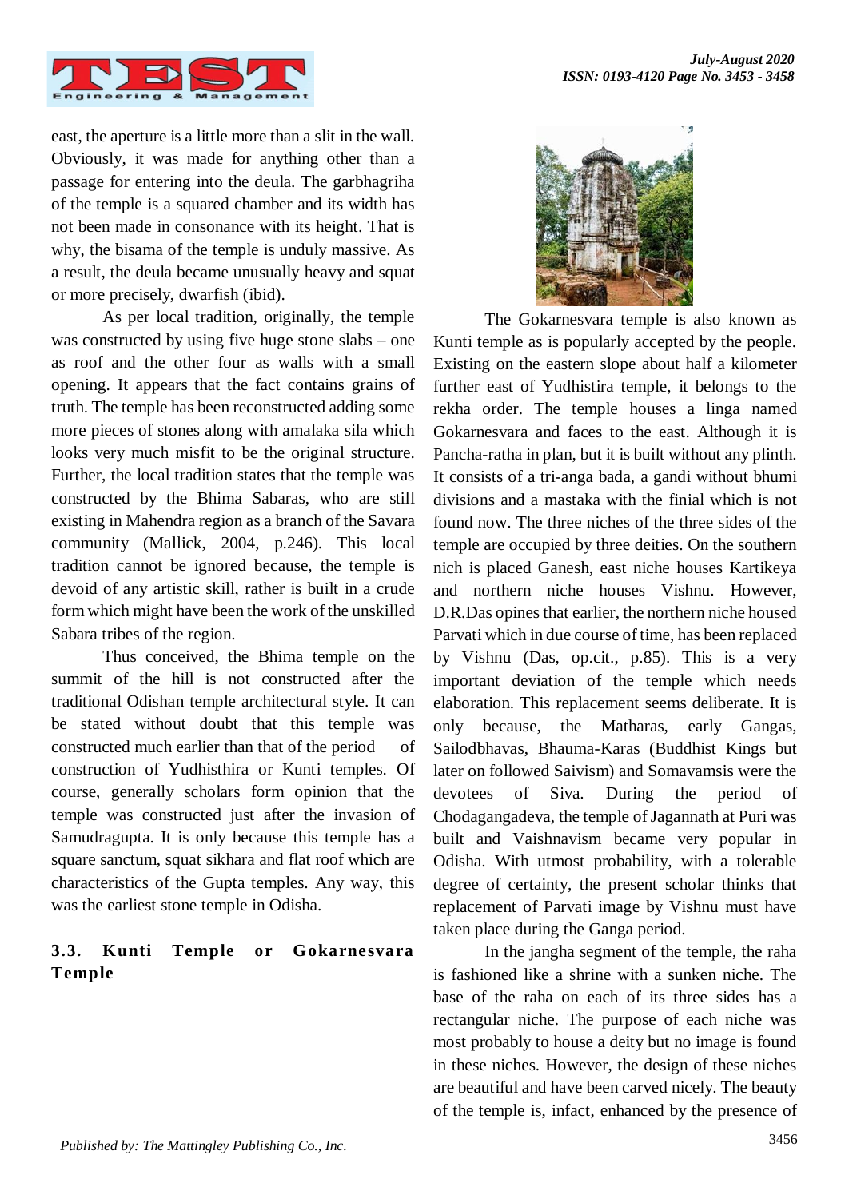east, the aperture is a little more than a slit in the wall. Obviously, it was made for anything other than a passage for entering into the deula. The garbhagriha of the temple is a squared chamber and its width has not been made in consonance with its height. That is why, the bisama of the temple is unduly massive. As a result, the deula became unusually heavy and squat or more precisely, dwarfish (ibid).

As per local tradition, originally, the temple was constructed by using five huge stone slabs – one as roof and the other four as walls with a small opening. It appears that the fact contains grains of truth. The temple has been reconstructed adding some more pieces of stones along with amalaka sila which looks very much misfit to be the original structure. Further, the local tradition states that the temple was constructed by the Bhima Sabaras, who are still existing in Mahendra region as a branch of the Savara community (Mallick, 2004, p.246). This local tradition cannot be ignored because, the temple is devoid of any artistic skill, rather is built in a crude form which might have been the work of the unskilled Sabara tribes of the region.

Thus conceived, the Bhima temple on the summit of the hill is not constructed after the traditional Odishan temple architectural style. It can be stated without doubt that this temple was constructed much earlier than that of the period of construction of Yudhisthira or Kunti temples. Of course, generally scholars form opinion that the temple was constructed just after the invasion of Samudragupta. It is only because this temple has a square sanctum, squat sikhara and flat roof which are characteristics of the Gupta temples. Any way, this was the earliest stone temple in Odisha.

### 3.3. Kunti Temple or Gokarnesvara Temple

The Gokarnesvara temple is also known as Kunti temple as is popularly accepted by the people. Existing on the eastern slope about half a kilometer further east of Yudhistira temple, it belongs to the rekha order. The temple houses a linga named Gokarnesvara and faces to the east. Although it is Pancha-ratha in plan, but it is built without any plinth. It consists of a tri-anga bada, a gandi without bhumi divisions and a mastaka with the finial which is not found now. The three niches of the three sides of the temple are occupied by three deities. On the southern nich is placed Ganesh, east niche houses Kartikeya and northern niche houses Vishnu. However, D.R.Das opines that earlier, the northern niche housed Parvati which in due course of time, has been replaced by Vishnu (Das, op.cit., p.85). This is a very important deviation of the temple which needs elaboration. This replacement seems deliberate. It is only because, the Matharas, early Gangas, Sailodbhavas, Bhauma-Karas (Buddhist Kings but later on followed Saivism) and Somavamsis were the devotees of Siva. During the period of Chodagangadeva, the temple of Jagannath at Puri was built and Vaishnavism became very popular in Odisha. With utmost probability, with a tolerable degree of certainty, the present scholar thinks that replacement of Parvati image by Vishnu must have taken place during the Ganga period.

In the jangha segment of the temple, the raha is fashioned like a shrine with a sunken niche. The base of the raha on each of its three sides has a rectangular niche. The purpose of each niche was most probably to house a deity but no image is found in these niches. However, the design of these niches are beautiful and have been carved nicely. The beauty of the temple is, infact, enhanced by the presence of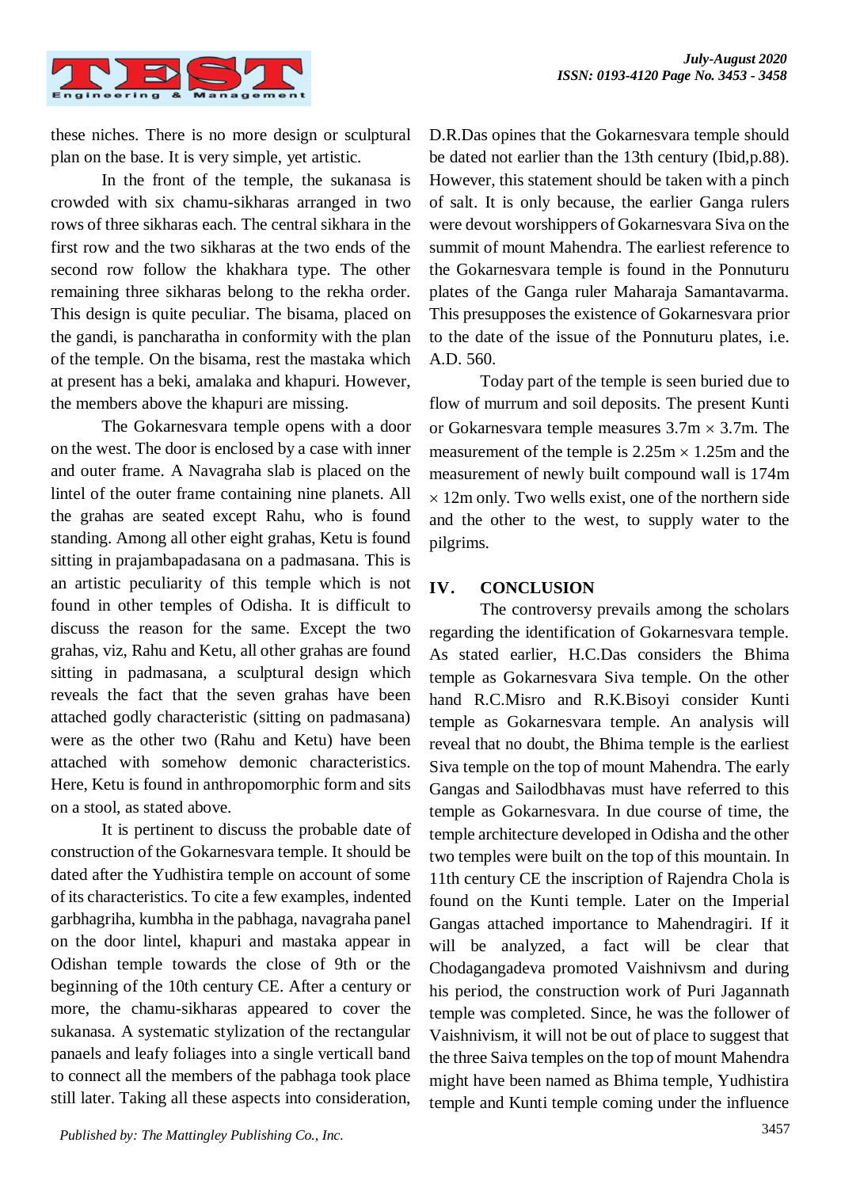these niches. There is no more design or sculptural plan on the base. It is very simple, yet artistic.

In the front of the temple, the sukanasa is crowded with six chamu-sikharas arranged in two rows of three sikharas each. The central sikhara in the first row and the two sikharas at the two ends of the second row follow the khakhara type. The other remaining three sikharas belong to the rekha order. This design is quite peculiar. The bisama, placed on the gandi, is pancharatha in conformity with the plan of the temple. On the bisama, rest the mastaka which at present has a beki, amalaka and khapuri. However, the members above the khapuri are missing.

The Gokarnesvara temple opens with a door on the west. The door is enclosed by a case with inner and outer frame. A Navagraha slab is placed on the lintel of the outer frame containing nine planets. All the grahas are seated except Rahu, who is found standing. Among all other eight grahas, Ketu is found sitting in prajambapadasana on a padmasana. This is an artistic peculiarity of this temple which is not found in other temples of Odisha. It is difficult to discuss the reason for the same. Except the two grahas, viz, Rahu and Ketu, all other grahas are found sitting in padmasana, a sculptural design which reveals the fact that the seven grahas have been attached godly characteristic (sitting on padmasana) were as the other two (Rahu and Ketu) have been attached with somehow demonic characteristics. Here, Ketu is found in anthropomorphic form and sits on a stool, as stated above.

It is pertinent to discuss the probable date of construction of the Gokarnesvara temple. It should be dated after the Yudhistira temple on account of some of its characteristics. To cite a few examples, indented garbhagriha, kumbha in the pabhaga, navagraha panel on the door lintel, khapuri and mastaka appear in Odishan temple towards the close of 9th or the beginning of the 10th century CE. After a century or more, the chamu-sikharas appeared to cover the sukanasa. A systematic stylization of the rectangular panaels and leafy foliages into a single verticall band to connect all the members of the pabhaga took place still later. Taking all these aspects into consideration, D.R.Das opines that the Gokarnesvara temple should be dated not earlier than the 13th century (Ibid,p.88). However, this statement should be taken with a pinch of salt. It is only because, the earlier Ganga rulers were devout worshippers of Gokarnesvara Siva on the summit of mount Mahendra. The earliest reference to the Gokarnesvara temple is found in the Ponnuturu plates of the Ganga ruler Maharaja Samantavarma. This presupposes the existence of Gokarnesvara prior to the date of the issue of the Ponnuturu plates, i.e. A.D. 560.

Today part of the temple is seen buried due to flow of murrum and soil deposits. The present Kunti or Gokarnesvara temple measures 3.7m × 3.7m. The measurement of the temple is 2.25m × 1.25m and the measurement of newly built compound wall is 174m × 12m only. Two wells exist, one of the northern side and the other to the west, to supply water to the pilgrims.

## IV. CONCLUSION

The controversy prevails among the scholars regarding the identification of Gokarnesvara temple. As stated earlier, H.C.Das considers the Bhima temple as Gokarnesvara Siva temple. On the other hand R.C.Misro and R.K.Bisoyi consider Kunti temple as Gokarnesvara temple. An analysis will reveal that no doubt, the Bhima temple is the earliest Siva temple on the top of mount Mahendra. The early Gangas and Sailodbhavas must have referred to this temple as Gokarnesvara. In due course of time, the temple architecture developed in Odisha and the other two temples were built on the top of this mountain. In 11th century CE the inscription of Rajendra Chola is found on the Kunti temple. Later on the Imperial Gangas attached importance to Mahendragiri. If it will be analyzed, a fact will be clear that Chodagangadeva promoted Vaishnivsm and during his period, the construction work of Puri Jagannath temple was completed. Since, he was the follower of Vaishnivism, it will not be out of place to suggest that the three Saiva temples on the top of mount Mahendra might have been named as Bhima temple, Yudhistira temple and Kunti temple coming under the influence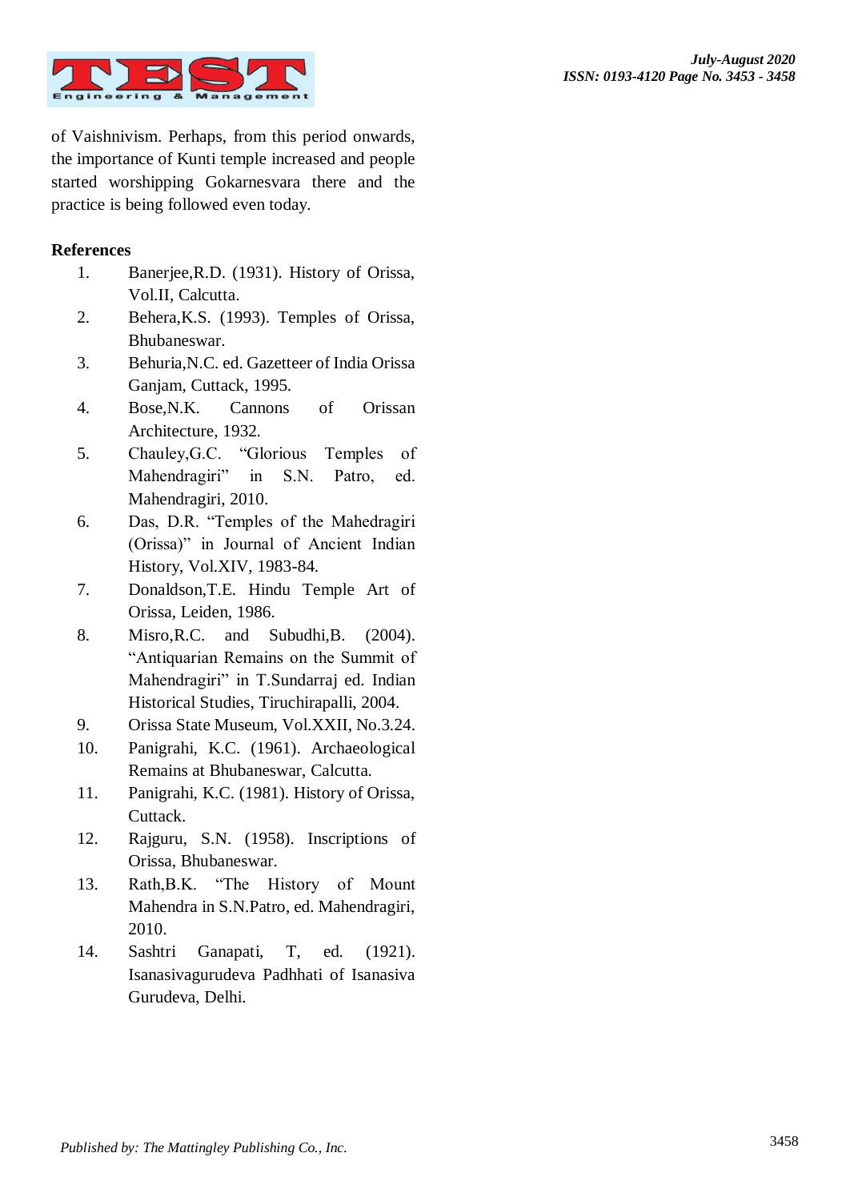of Vaishnivism. Perhaps, from this period onwards, the importance of Kunti temple increased and people started worshipping Gokarnesvara there and the practice is being followed even today.

## References

1. Banerjee,R.D. (1931). History of Orissa, Vol.II, Calcutta.
2. Behera,K.S. (1993). Temples of Orissa, Bhubaneswar.
3. Behuria,N.C. ed. Gazetteer of India Orissa Ganjam, Cuttack, 1995.
4. Bose,N.K. Cannons of Orissan Architecture, 1932.
5. Chauley,G.C. "Glorious Temples of Mahendragiri" in S.N. Patro, ed. Mahendragiri, 2010.
6. Das, D.R. "Temples of the Mahedragiri (Orissa)" in Journal of Ancient Indian History, Vol.XIV, 1983-84.
7. Donaldson,T.E. Hindu Temple Art of Orissa, Leiden, 1986.
8. Misro,R.C. and Subudhi,B. (2004). "Antiquarian Remains on the Summit of Mahendragiri" in T.Sundarraj ed. Indian Historical Studies, Tiruchirapalli, 2004.
9. Orissa State Museum, Vol.XXII, No.3.24.
10. Panigrahi, K.C. (1961). Archaeological Remains at Bhubaneswar, Calcutta.
11. Panigrahi, K.C. (1981). History of Orissa, Cuttack.
12. Rajguru, S.N. (1958). Inscriptions of Orissa, Bhubaneswar.
13. Rath,B.K. "The History of Mount Mahendra in S.N.Patro, ed. Mahendragiri, 2010.
14. Sashtri Ganapati, T, ed. (1921). Isanasivagurudeva Padhhati of Isanasiva Gurudeva, Delhi.